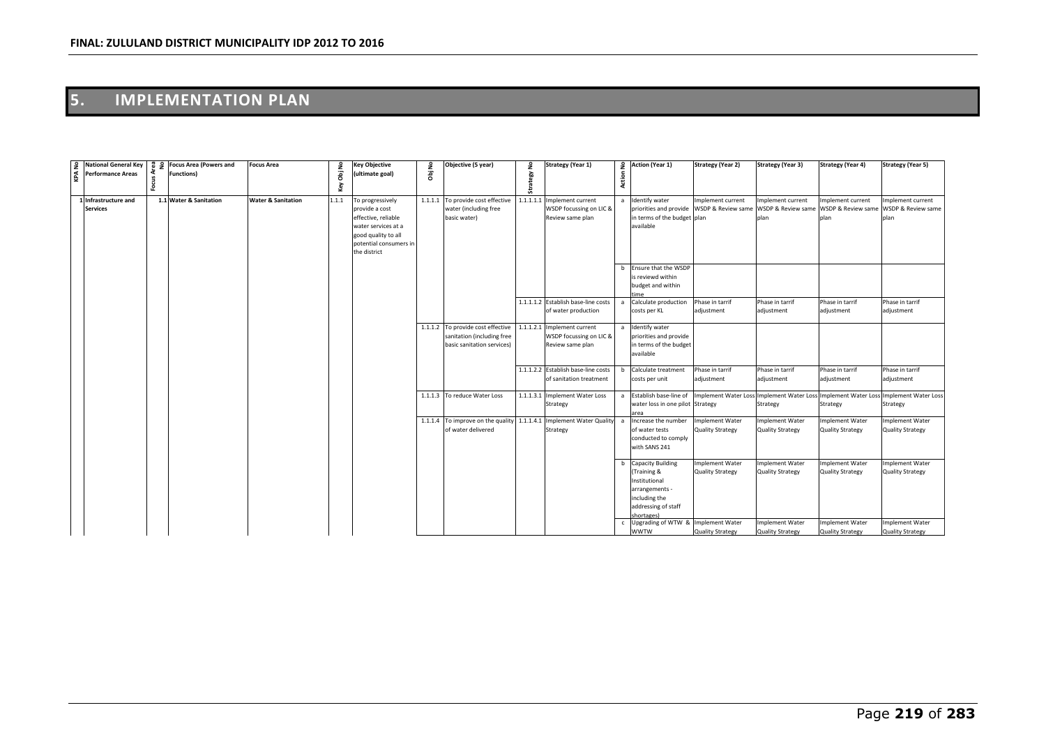# 5. IMPLEMENTATION PLAN

| KPA No | National General Key Performance Areas | Focus Area No | Focus Area (Powers and Functions) | Focus Area | Key Obj No | Key Objective (ultimate goal) | Obj No | Objective (5 year) | Strategy No | Strategy (Year 1) | Action No | Action (Year 1) | Strategy (Year 2) | Strategy (Year 3) | Strategy (Year 4) | Strategy (Year 5) |
|---|---|---|---|---|---|---|---|---|---|---|---|---|---|---|---|---|
| 1 | Infrastructure and Services | 1.1 | Water & Sanitation | Water & Sanitation | 1.1.1 | To progressively provide a cost effective, reliable water services at a good quality to all potential consumers in the district | 1.1.1.1 | To provide cost effective water (including free basic water) | 1.1.1.1.1 | Implement current WSDP focussing on LIC & Review same plan | a | Identify water priorities and provide in terms of the budget available | Implement current WSDP & Review same plan | Implement current WSDP & Review same plan | Implement current WSDP & Review same plan | Implement current WSDP & Review same plan |
| | | | | | | | | | | | b | Ensure that the WSDP is reviewd within budget and within time | | | | |
| | | | | | | | | | 1.1.1.1.2 | Establish base-line costs of water production | a | Calculate production costs per KL | Phase in tarrif adjustment | Phase in tarrif adjustment | Phase in tarrif adjustment | Phase in tarrif adjustment |
| | | | | | | | 1.1.1.2 | To provide cost effective sanitation (including free basic sanitation services) | 1.1.1.2.1 | Implement current WSDP focussing on LIC & Review same plan | a | Identify water priorities and provide in terms of the budget available | | | | |
| | | | | | | | | | 1.1.1.2.2 | Establish base-line costs of sanitation treatment | b | Calculate treatment costs per unit | Phase in tarrif adjustment | Phase in tarrif adjustment | Phase in tarrif adjustment | Phase in tarrif adjustment |
| | | | | | | | 1.1.1.3 | To reduce Water Loss | 1.1.1.3.1 | Implement Water Loss Strategy | a | Establish base-line of water loss in one pilot area | Implement Water Loss Strategy | Implement Water Loss Strategy | Implement Water Loss Strategy | Implement Water Loss Strategy |
| | | | | | | | 1.1.1.4 | To improve on the quality of water delivered | 1.1.1.4.1 | Implement Water Quality Strategy | a | Increase the number of water tests conducted to comply with SANS 241 | Implement Water Quality Strategy | Implement Water Quality Strategy | Implement Water Quality Strategy | Implement Water Quality Strategy |
| | | | | | | | | | | | b | Capacity Building (Training & Institutional arrangements - including the addressing of staff shortages) | Implement Water Quality Strategy | Implement Water Quality Strategy | Implement Water Quality Strategy | Implement Water Quality Strategy |
| | | | | | | | | | | | c | Upgrading of WTW & WWTW | Implement Water Quality Strategy | Implement Water Quality Strategy | Implement Water Quality Strategy | Implement Water Quality Strategy |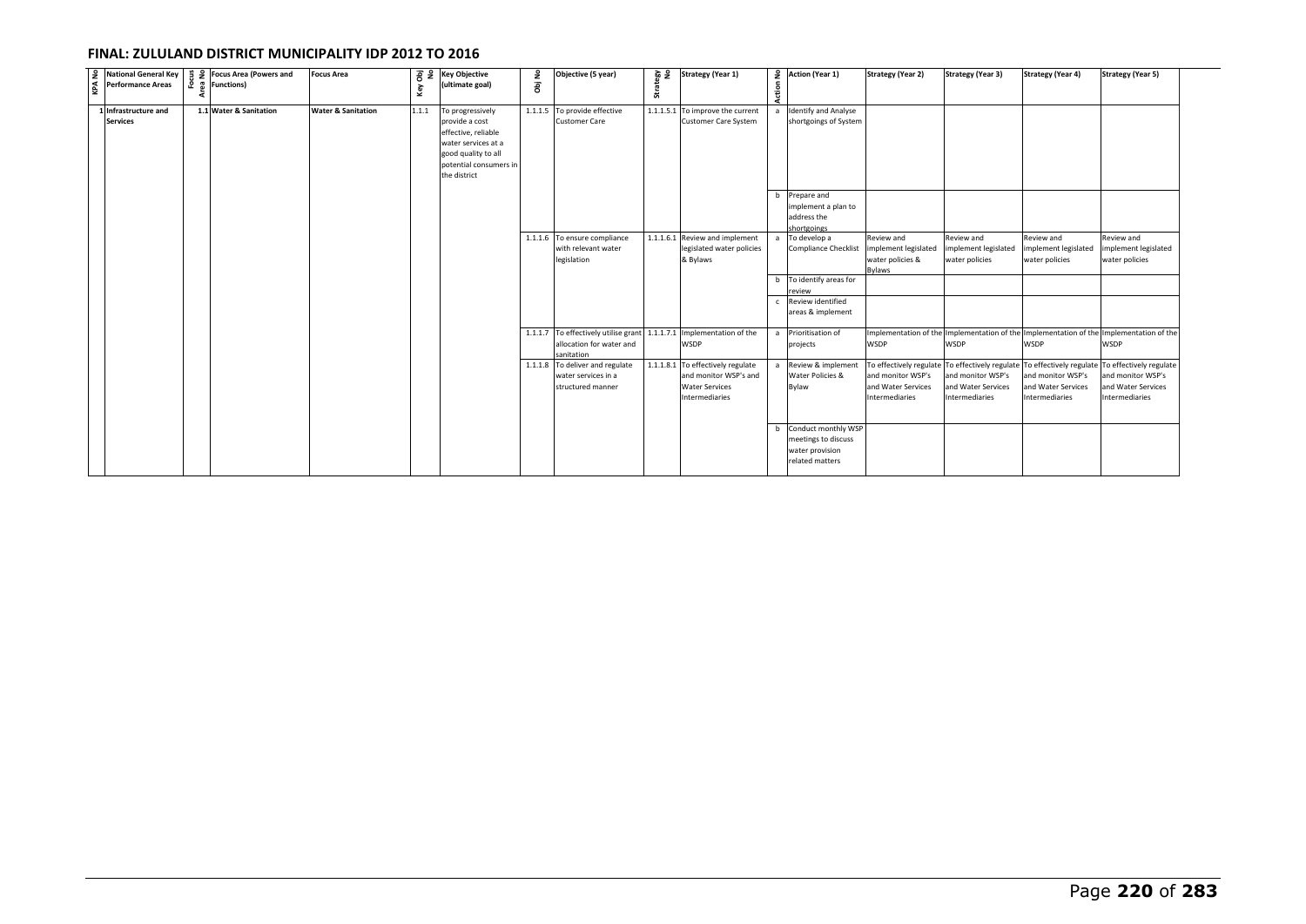## FINAL: ZULULAND DISTRICT MUNICIPALITY IDP 2012 TO 2016

| KPA No | National General Key Performance Areas | Focus Area No | Focus Area (Powers and Functions) | Focus Area | Key Obj No | Key Objective (ultimate goal) | Obj No | Objective (5 year) | Strategy No | Strategy (Year 1) | Action No | Action (Year 1) | Strategy (Year 2) | Strategy (Year 3) | Strategy (Year 4) | Strategy (Year 5) |
|---|---|---|---|---|---|---|---|---|---|---|---|---|---|---|---|---|
| 1 | Infrastructure and Services | 1.1 | Water & Sanitation | Water & Sanitation | 1.1.1 | To progressively provide a cost effective, reliable water services at a good quality to all potential consumers in the district | 1.1.1.5 | To provide effective Customer Care | 1.1.1.5.1 | To improve the current Customer Care System | a | Identify and Analyse shortgoings of System | | | | |
| | | | | | | | | | | | b | Prepare and implement a plan to address the shortgoings | | | | |
| | | | | | | | 1.1.1.6 | To ensure compliance with relevant water legislation | 1.1.1.6.1 | Review and implement legislated water policies & Bylaws | a | To develop a Compliance Checklist | Review and implement legislated water policies & Bylaws | Review and implement legislated water policies | Review and implement legislated water policies | Review and implement legislated water policies |
| | | | | | | | | | | | b | To identify areas for review | | | | |
| | | | | | | | | | | | c | Review identified areas & implement | | | | |
| | | | | | | | 1.1.1.7 | To effectively utilise grant allocation for water and sanitation | 1.1.1.7.1 | Implementation of the WSDP | a | Prioritisation of projects | Implementation of the WSDP | Implementation of the WSDP | Implementation of the WSDP | Implementation of the WSDP |
| | | | | | | | 1.1.1.8 | To deliver and regulate water services in a structured manner | 1.1.1.8.1 | To effectively regulate and monitor WSP's and Water Services Intermediaries | a | Review & implement Water Policies & Bylaw | To effectively regulate and monitor WSP's and Water Services Intermediaries | To effectively regulate and monitor WSP's and Water Services Intermediaries | To effectively regulate and monitor WSP's and Water Services Intermediaries | To effectively regulate and monitor WSP's and Water Services Intermediaries |
| | | | | | | | | | | | b | Conduct monthly WSP meetings to discuss water provision related matters | | | | |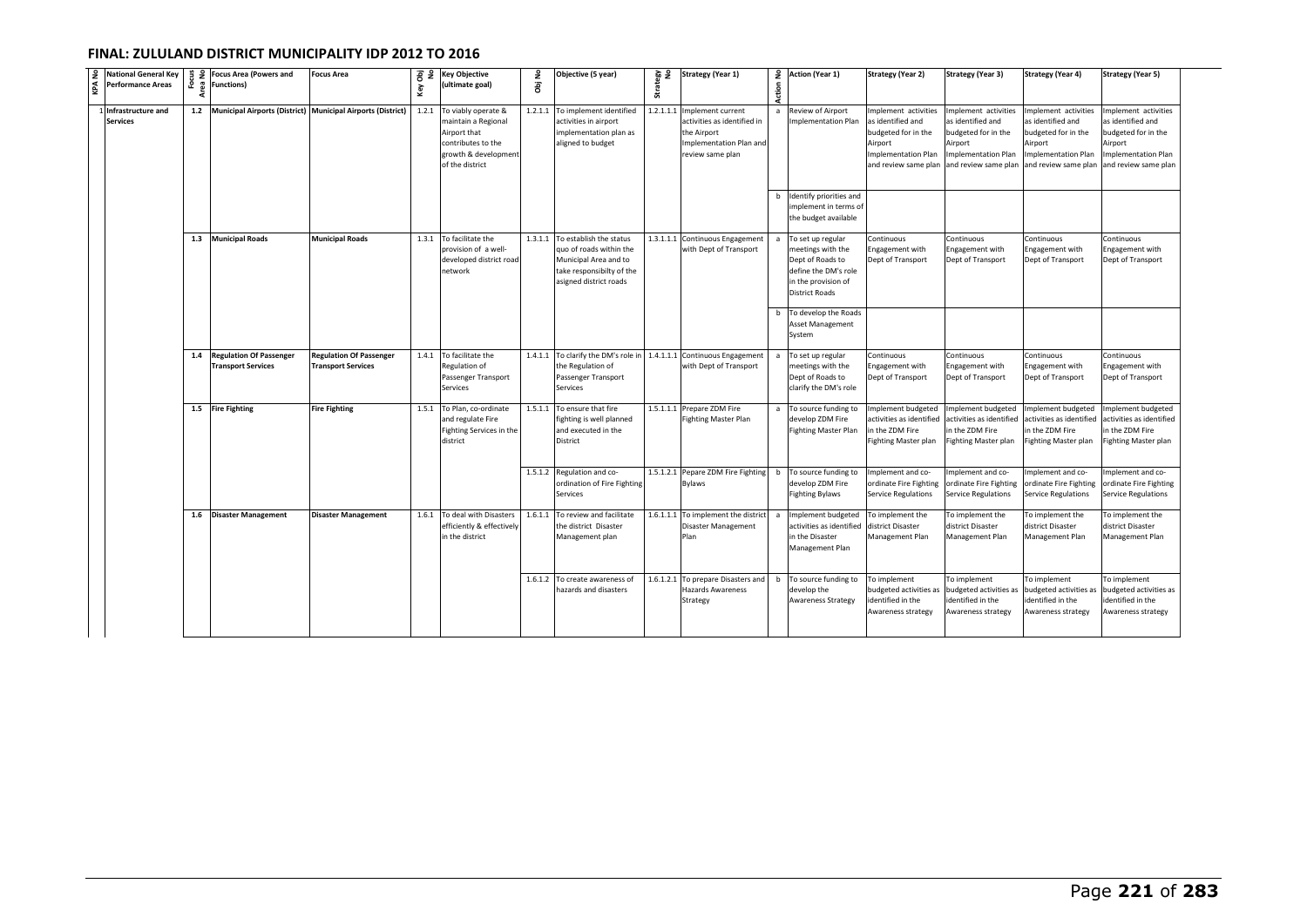## FINAL: ZULULAND DISTRICT MUNICIPALITY IDP 2012 TO 2016

| KPA No | National General Key Performance Areas | Focus Area No | Focus Area (Powers and Functions) | Focus Area | Key Obj No | Key Objective (ultimate goal) | Obj No | Objective (5 year) | Strategy No | Strategy (Year 1) | Action No | Action (Year 1) | Strategy (Year 2) | Strategy (Year 3) | Strategy (Year 4) | Strategy (Year 5) |
|---|---|---|---|---|---|---|---|---|---|---|---|---|---|---|---|---|
| 1 | Infrastructure and Services | 1.2 | Municipal Airports (District) | Municipal Airports (District) | 1.2.1 | To viably operate & maintain a Regional Airport that contributes to the growth & development of the district | 1.2.1.1 | To implement identified activities in airport implementation plan as aligned to budget | 1.2.1.1.1 | Implement current activities as identified in the Airport Implementation Plan and review same plan | a | Review of Airport Implementation Plan | Implement activities as identified and budgeted for in the Airport Implementation Plan and review same plan | Implement activities as identified and budgeted for in the Airport Implementation Plan and review same plan | Implement activities as identified and budgeted for in the Airport Implementation Plan and review same plan | Implement activities as identified and budgeted for in the Airport Implementation Plan and review same plan |
| | | | | | | | | | | | b | Identify priorities and implement in terms of the budget available | | | | |
| | | 1.3 | Municipal Roads | Municipal Roads | 1.3.1 | To facilitate the provision of a well-developed district road network | 1.3.1.1 | To establish the status quo of roads within the Municipal Area and to take responsibilty of the asigned district roads | 1.3.1.1.1 | Continuous Engagement with Dept of Transport | a | To set up regular meetings with the Dept of Roads to define the DM's role in the provision of District Roads | Continuous Engagement with Dept of Transport | Continuous Engagement with Dept of Transport | Continuous Engagement with Dept of Transport | Continuous Engagement with Dept of Transport |
| | | | | | | | | | | | b | To develop the Roads Asset Management System | | | | |
| | | 1.4 | Regulation Of Passenger Transport Services | Regulation Of Passenger Transport Services | 1.4.1 | To facilitate the Regulation of Passenger Transport Services | 1.4.1.1 | To clarify the DM's role in the Regulation of Passenger Transport Services | 1.4.1.1.1 | Continuous Engagement with Dept of Transport | a | To set up regular meetings with the Dept of Roads to clarify the DM's role | Continuous Engagement with Dept of Transport | Continuous Engagement with Dept of Transport | Continuous Engagement with Dept of Transport | Continuous Engagement with Dept of Transport |
| | | 1.5 | Fire Fighting | Fire Fighting | 1.5.1 | To Plan, co-ordinate and regulate Fire Fighting Services in the district | 1.5.1.1 | To ensure that fire fighting is well planned and executed in the District | 1.5.1.1.1 | Prepare ZDM Fire Fighting Master Plan | a | To source funding to develop ZDM Fire Fighting Master Plan | Implement budgeted activities as identified in the ZDM Fire Fighting Master plan | Implement budgeted activities as identified in the ZDM Fire Fighting Master plan | Implement budgeted activities as identified in the ZDM Fire Fighting Master plan | Implement budgeted activities as identified in the ZDM Fire Fighting Master plan |
| | | | | | | | 1.5.1.2 | Regulation and co-ordination of Fire Fighting Services | 1.5.1.2.1 | Pepare ZDM Fire Fighting Bylaws | b | To source funding to develop ZDM Fire Fighting Bylaws | Implement and co-ordinate Fire Fighting Service Regulations | Implement and co-ordinate Fire Fighting Service Regulations | Implement and co-ordinate Fire Fighting Service Regulations | Implement and co-ordinate Fire Fighting Service Regulations |
| | | 1.6 | Disaster Management | Disaster Management | 1.6.1 | To deal with Disasters efficiently & effectively in the district | 1.6.1.1 | To review and facilitate the district Disaster Management plan | 1.6.1.1.1 | To implement the district Disaster Management Plan | a | Implement budgeted activities as identified in the Disaster Management Plan | To implement the district Disaster Management Plan | To implement the district Disaster Management Plan | To implement the district Disaster Management Plan | To implement the district Disaster Management Plan |
| | | | | | | | 1.6.1.2 | To create awareness of hazards and disasters | 1.6.1.2.1 | To prepare Disasters and Hazards Awareness Strategy | b | To source funding to develop the Awareness Strategy | To implement budgeted activities as identified in the Awareness strategy | To implement budgeted activities as identified in the Awareness strategy | To implement budgeted activities as identified in the Awareness strategy | To implement budgeted activities as identified in the Awareness strategy |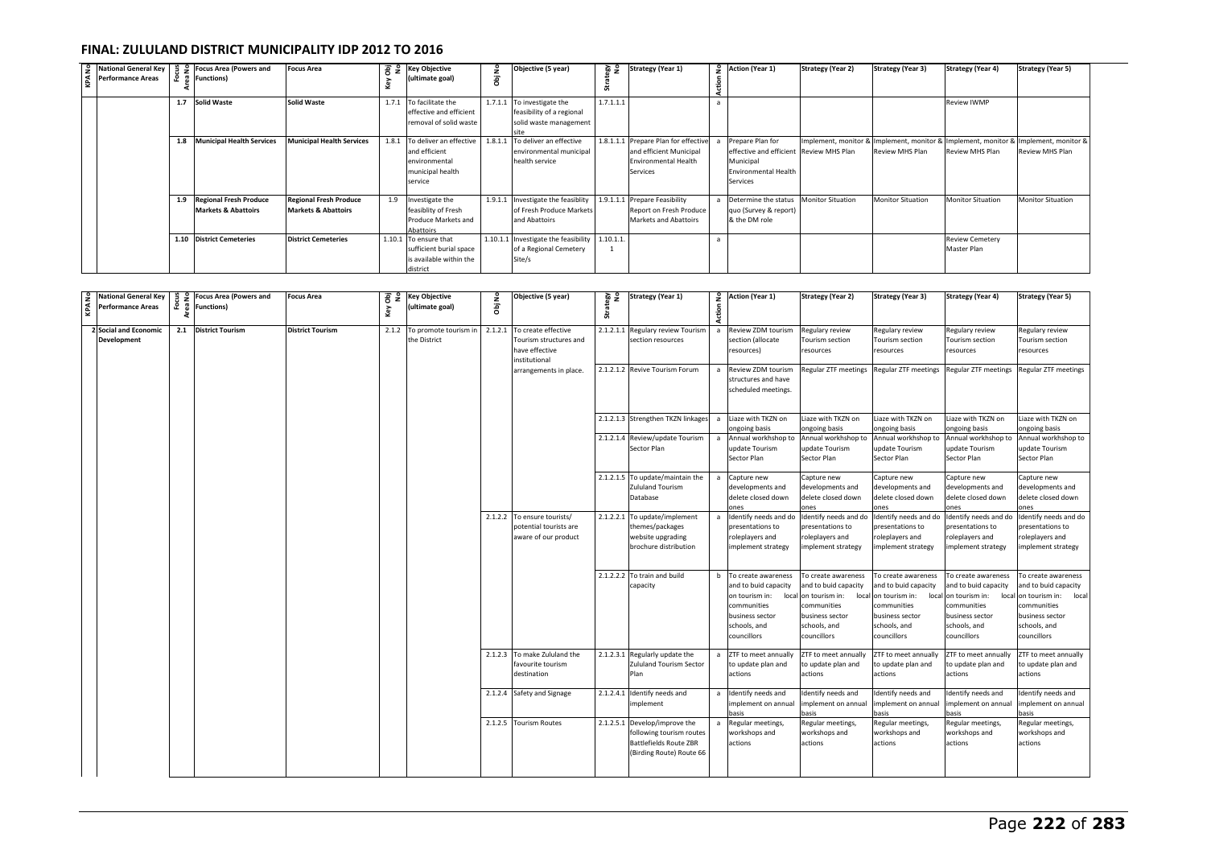## FINAL: ZULULAND DISTRICT MUNICIPALITY IDP 2012 TO 2016

| KPA No | National General Key Performance Areas | Focus Area No | Focus Area (Powers and Functions) | Focus Area | Key Obj No | Key Objective (ultimate goal) | Obj No | Objective (5 year) | Strategy No | Strategy (Year 1) | Action No | Action (Year 1) | Strategy (Year 2) | Strategy (Year 3) | Strategy (Year 4) | Strategy (Year 5) |
|---|---|---|---|---|---|---|---|---|---|---|---|---|---|---|---|---|
| | | 1.7 | **Solid Waste** | **Solid Waste** | 1.7.1 | To facilitate the effective and efficient removal of solid waste | 1.7.1.1 | To investigate the feasibility of a regional solid waste management site | 1.7.1.1.1 | | a | | | | Review IWMP | |
| | | 1.8 | **Municipal Health Services** | **Municipal Health Services** | 1.8.1 | To deliver an effective and efficient environmental municipal health service | 1.8.1.1 | To deliver an effective environmental municipal health service | 1.8.1.1.1 | Prepare Plan for effective and efficient Municipal Environmental Health Services | a | Prepare Plan for effective and efficient Municipal Environmental Health Services | Implement, monitor & Review MHS Plan | Implement, monitor & Review MHS Plan | Implement, monitor & Review MHS Plan | Implement, monitor & Review MHS Plan |
| | | 1.9 | **Regional Fresh Produce Markets & Abattoirs** | **Regional Fresh Produce Markets & Abattoirs** | 1.9 | Investigate the feasiblity of Fresh Produce Markets and Abattoirs | 1.9.1.1 | Investigate the feasiblity of Fresh Produce Markets and Abattoirs | 1.9.1.1.1 | Prepare Feasibility Report on Fresh Produce Markets and Abattoirs | a | Determine the status quo (Survey & report) & the DM role | Monitor Situation | Monitor Situation | Monitor Situation | Monitor Situation |
| | | 1.10 | **District Cemeteries** | **District Cemeteries** | 1.10.1 | To ensure that sufficient burial space is available within the district | 1.10.1.1 | Investigate the feasibility of a Regional Cemetery Site/s | 1.10.1.1.1 | | a | | | | Review Cemetery Master Plan | |

| KPA No | National General Key Performance Areas | Focus Area No | Focus Area (Powers and Functions) | Focus Area | Key Obj No | Key Objective (ultimate goal) | Obj No | Objective (5 year) | Strategy No | Strategy (Year 1) | Action No | Action (Year 1) | Strategy (Year 2) | Strategy (Year 3) | Strategy (Year 4) | Strategy (Year 5) |
|---|---|---|---|---|---|---|---|---|---|---|---|---|---|---|---|---|
| 2 | **Social and Economic Development** | 2.1 | **District Tourism** | **District Tourism** | 2.1.2 | To promote tourism in the District | 2.1.2.1 | To create effective Tourism structures and have effective institutional arrangements in place. | 2.1.2.1.1 | Regulary review Tourism section resources | a | Review ZDM tourism section (allocate resources) | Regulary review Tourism section resources | Regulary review Tourism section resources | Regulary review Tourism section resources | Regulary review Tourism section resources |
| | | | | | | | | | 2.1.2.1.2 | Revive Tourism Forum | a | Review ZDM tourism structures and have scheduled meetings. | Regular ZTF meetings | Regular ZTF meetings | Regular ZTF meetings | Regular ZTF meetings |
| | | | | | | | | | 2.1.2.1.3 | Strengthen TKZN linkages | a | Liaze with TKZN on ongoing basis | Liaze with TKZN on ongoing basis | Liaze with TKZN on ongoing basis | Liaze with TKZN on ongoing basis | Liaze with TKZN on ongoing basis |
| | | | | | | | | | 2.1.2.1.4 | Review/update Tourism Sector Plan | a | Annual workhshop to update Tourism Sector Plan | Annual workhshop to update Tourism Sector Plan | Annual workhshop to update Tourism Sector Plan | Annual workhshop to update Tourism Sector Plan | Annual workhshop to update Tourism Sector Plan |
| | | | | | | | | | 2.1.2.1.5 | To update/maintain the Zululand Tourism Database | a | Capture new developments and delete closed down ones | Capture new developments and delete closed down ones | Capture new developments and delete closed down ones | Capture new developments and delete closed down ones | Capture new developments and delete closed down ones |
| | | | | | | | 2.1.2.2 | To ensure tourists/ potential tourists are aware of our product | 2.1.2.2.1 | To update/implement themes/packages website upgrading brochure distribution | a | Identify needs and do presentations to roleplayers and implement strategy | Identify needs and do presentations to roleplayers and implement strategy | Identify needs and do presentations to roleplayers and implement strategy | Identify needs and do presentations to roleplayers and implement strategy | Identify needs and do presentations to roleplayers and implement strategy |
| | | | | | | | | | 2.1.2.2.2 | To train and build capacity | b | To create awareness and to buid capacity on tourism in: local communities business sector schools, and councillors | To create awareness and to buid capacity on tourism in: local communities business sector schools, and councillors | To create awareness and to buid capacity on tourism in: local communities business sector schools, and councillors | To create awareness and to buid capacity on tourism in: local communities business sector schools, and councillors | To create awareness and to buid capacity on tourism in: local communities business sector schools, and councillors |
| | | | | | | | 2.1.2.3 | To make Zululand the favourite tourism destination | 2.1.2.3.1 | Regularly update the Zululand Tourism Sector Plan | a | ZTF to meet annually to update plan and actions | ZTF to meet annually to update plan and actions | ZTF to meet annually to update plan and actions | ZTF to meet annually to update plan and actions | ZTF to meet annually to update plan and actions |
| | | | | | | | 2.1.2.4 | Safety and Signage | 2.1.2.4.1 | Identify needs and implement | a | Identify needs and implement on annual basis | Identify needs and implement on annual basis | Identify needs and implement on annual basis | Identify needs and implement on annual basis | Identify needs and implement on annual basis |
| | | | | | | | 2.1.2.5 | Tourism Routes | 2.1.2.5.1 | Develop/improve the following tourism routes Battlefields Route ZBR (Birding Route) Route 66 | a | Regular meetings, workshops and actions | Regular meetings, workshops and actions | Regular meetings, workshops and actions | Regular meetings, workshops and actions | Regular meetings, workshops and actions |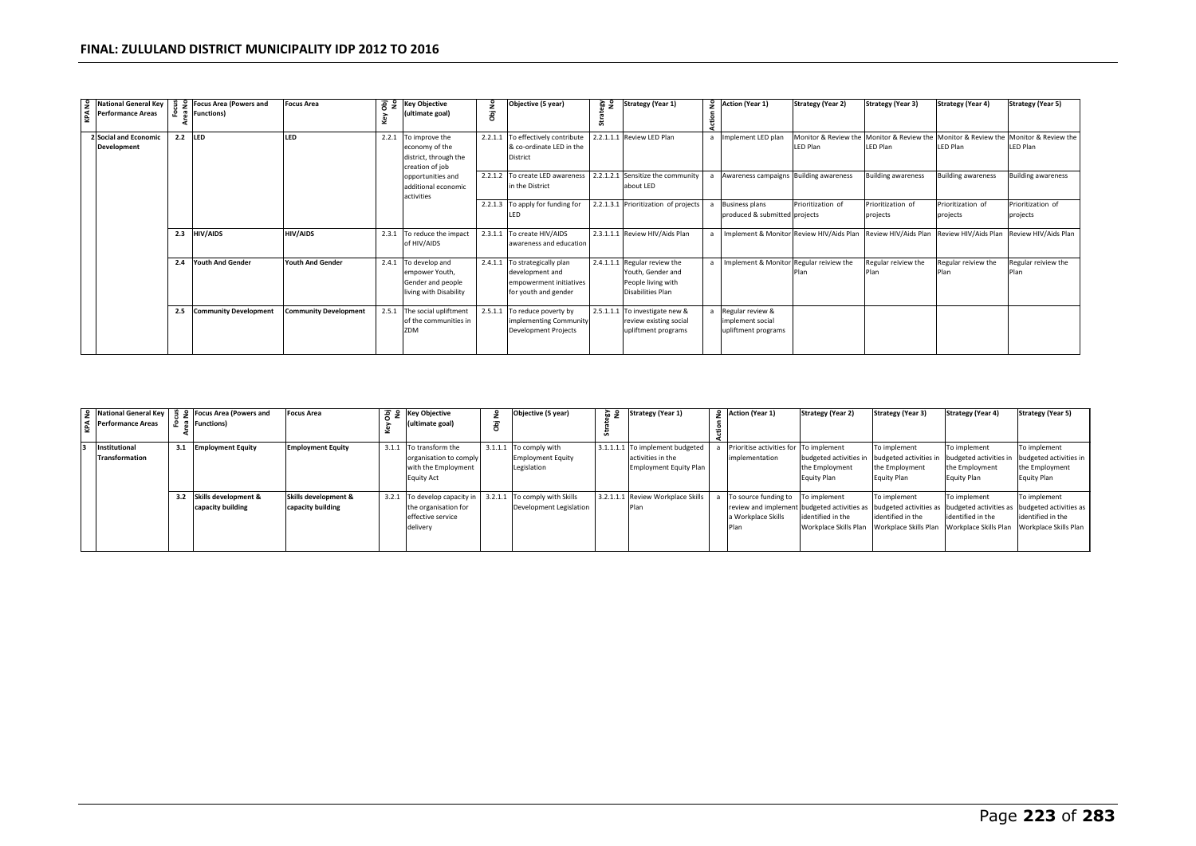| KPA No | National General Key Performance Areas | Focus Area No | Focus Area (Powers and Functions) | Focus Area | Key Obj No | Key Objective (ultimate goal) | Obj No | Objective (5 year) | Strategy No | Strategy (Year 1) | Action No | Action (Year 1) | Strategy (Year 2) | Strategy (Year 3) | Strategy (Year 4) | Strategy (Year 5) |
|---|---|---|---|---|---|---|---|---|---|---|---|---|---|---|---|---|
| 2 | Social and Economic Development | 2.2 | LED | LED | 2.2.1 | To improve the economy of the district, through the creation of job opportunities and additional economic activities | 2.2.1.1 | To effectively contribute & co-ordinate LED in the District | 2.2.1.1.1 | Review LED Plan | a | Implement LED plan | Monitor & Review the LED Plan | Monitor & Review the LED Plan | Monitor & Review the LED Plan | Monitor & Review the LED Plan |
| | | | | | | | 2.2.1.2 | To create LED awareness in the District | 2.2.1.2.1 | Sensitize the community about LED | a | Awareness campaigns | Building awareness | Building awareness | Building awareness | Building awareness |
| | | | | | | | 2.2.1.3 | To apply for funding for LED | 2.2.1.3.1 | Prioritization of projects | a | Business plans produced & submitted | Prioritization of projects | Prioritization of projects | Prioritization of projects | Prioritization of projects |
| | | 2.3 | HIV/AIDS | HIV/AIDS | 2.3.1 | To reduce the impact of HIV/AIDS | 2.3.1.1 | To create HIV/AIDS awareness and education | 2.3.1.1.1 | Review HIV/Aids Plan | a | Implement & Monitor | Review HIV/Aids Plan | Review HIV/Aids Plan | Review HIV/Aids Plan | Review HIV/Aids Plan |
| | | 2.4 | Youth And Gender | Youth And Gender | 2.4.1 | To develop and empower Youth, Gender and people living with Disability | 2.4.1.1 | To strategically plan development and empowerment initiatives for youth and gender | 2.4.1.1.1 | Regular review the Youth, Gender and People living with Disabilities Plan | a | Implement & Monitor | Regular reiview the Plan | Regular reiview the Plan | Regular reiview the Plan | Regular reiview the Plan |
| | | 2.5 | Community Development | Community Development | 2.5.1 | The social upliftment of the communities in ZDM | 2.5.1.1 | To reduce poverty by implementing Community Development Projects | 2.5.1.1.1 | To investigate new & review existing social upliftment programs | a | Regular review & implement social upliftment programs | | | | |

| KPA No | National General Key Performance Areas | Focus Area No | Focus Area (Powers and Functions) | Focus Area | Key Obj No | Key Objective (ultimate goal) | Obj No | Objective (5 year) | Strategy No | Strategy (Year 1) | Action No | Action (Year 1) | Strategy (Year 2) | Strategy (Year 3) | Strategy (Year 4) | Strategy (Year 5) |
|---|---|---|---|---|---|---|---|---|---|---|---|---|---|---|---|---|
| 3 | Institutional Transformation | 3.1 | Employment Equity | Employment Equity | 3.1.1 | To transform the organisation to comply with the Employment Equity Act | 3.1.1.1 | To comply with Employment Equity Legislation | 3.1.1.1.1 | To implement budgeted activities in the Employment Equity Plan | a | Prioritise activities for implementation | To implement budgeted activities in the Employment Equity Plan | To implement budgeted activities in the Employment Equity Plan | To implement budgeted activities in the Employment Equity Plan | To implement budgeted activities in the Employment Equity Plan |
| | | 3.2 | Skills development & capacity building | Skills development & capacity building | 3.2.1 | To develop capacity in the organisation for effective service delivery | 3.2.1.1 | To comply with Skills Development Legislation | 3.2.1.1.1 | Review Workplace Skills Plan | a | To source funding to review and implement a Workplace Skills Plan | To implement budgeted activities as identified in the Workplace Skills Plan | To implement budgeted activities as identified in the Workplace Skills Plan | To implement budgeted activities as identified in the Workplace Skills Plan | To implement budgeted activities as identified in the Workplace Skills Plan |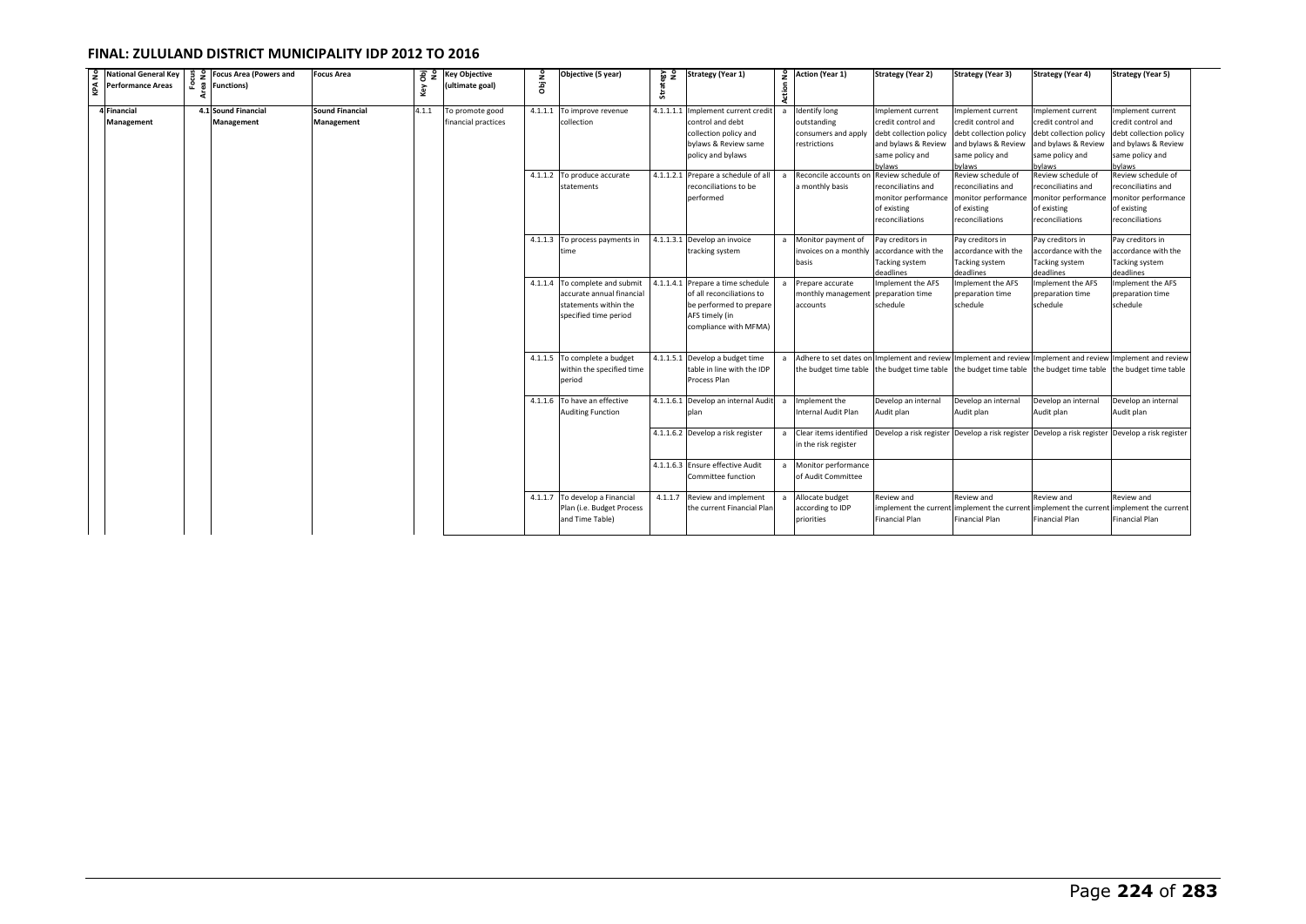## FINAL: ZULULAND DISTRICT MUNICIPALITY IDP 2012 TO 2016

| KPA No | National General Key Performance Areas | Focus Area No | Focus Area (Powers and Functions) | Focus Area | Key Obj No | Key Objective (ultimate goal) | Obj No | Objective (5 year) | Strategy No | Strategy (Year 1) | Action No | Action (Year 1) | Strategy (Year 2) | Strategy (Year 3) | Strategy (Year 4) | Strategy (Year 5) |
|---|---|---|---|---|---|---|---|---|---|---|---|---|---|---|---|---|
| 4 | Financial Management | 4.1 | Sound Financial Management | Sound Financial Management | 4.1.1 | To promote good financial practices | 4.1.1.1 | To improve revenue collection | 4.1.1.1.1 | Implement current credit control and debt collection policy and bylaws & Review same policy and bylaws | a | Identify long outstanding consumers and apply restrictions | Implement current credit control and debt collection policy and bylaws & Review same policy and bylaws | Implement current credit control and debt collection policy and bylaws & Review same policy and bylaws | Implement current credit control and debt collection policy and bylaws & Review same policy and bylaws | Implement current credit control and debt collection policy and bylaws & Review same policy and bylaws |
| | | | | | | | 4.1.1.2 | To produce accurate statements | 4.1.1.2.1 | Prepare a schedule of all reconciliations to be performed | a | Reconcile accounts on a monthly basis | Review schedule of reconciliatins and monitor performance of existing reconciliations | Review schedule of reconciliatins and monitor performance of existing reconciliations | Review schedule of reconciliatins and monitor performance of existing reconciliations | Review schedule of reconciliatins and monitor performance of existing reconciliations |
| | | | | | | | 4.1.1.3 | To process payments in time | 4.1.1.3.1 | Develop an invoice tracking system | a | Monitor payment of invoices on a monthly basis | Pay creditors in accordance with the Tacking system deadlines | Pay creditors in accordance with the Tacking system deadlines | Pay creditors in accordance with the Tacking system deadlines | Pay creditors in accordance with the Tacking system deadlines |
| | | | | | | | 4.1.1.4 | To complete and submit accurate annual financial statements within the specified time period | 4.1.1.4.1 | Prepare a time schedule of all reconciliations to be performed to prepare AFS timely (in compliance with MFMA) | a | Prepare accurate monthly management accounts | Implement the AFS preparation time schedule | Implement the AFS preparation time schedule | Implement the AFS preparation time schedule | Implement the AFS preparation time schedule |
| | | | | | | | 4.1.1.5 | To complete a budget within the specified time period | 4.1.1.5.1 | Develop a budget time table in line with the IDP Process Plan | a | Adhere to set dates on the budget time table | Implement and review the budget time table | Implement and review the budget time table | Implement and review the budget time table | Implement and review the budget time table |
| | | | | | | | 4.1.1.6 | To have an effective Auditing Function | 4.1.1.6.1 | Develop an internal Audit plan | a | Implement the Internal Audit Plan | Develop an internal Audit plan | Develop an internal Audit plan | Develop an internal Audit plan | Develop an internal Audit plan |
| | | | | | | | | | 4.1.1.6.2 | Develop a risk register | a | Clear items identified in the risk register | Develop a risk register | Develop a risk register | Develop a risk register | Develop a risk register |
| | | | | | | | | | 4.1.1.6.3 | Ensure effective Audit Committee function | a | Monitor performance of Audit Committee | | | | |
| | | | | | | | 4.1.1.7 | To develop a Financial Plan (i.e. Budget Process and Time Table) | 4.1.1.7 | Review and implement the current Financial Plan | a | Allocate budget according to IDP priorities | Review and implement the current Financial Plan | Review and implement the current Financial Plan | Review and implement the current Financial Plan | Review and implement the current Financial Plan |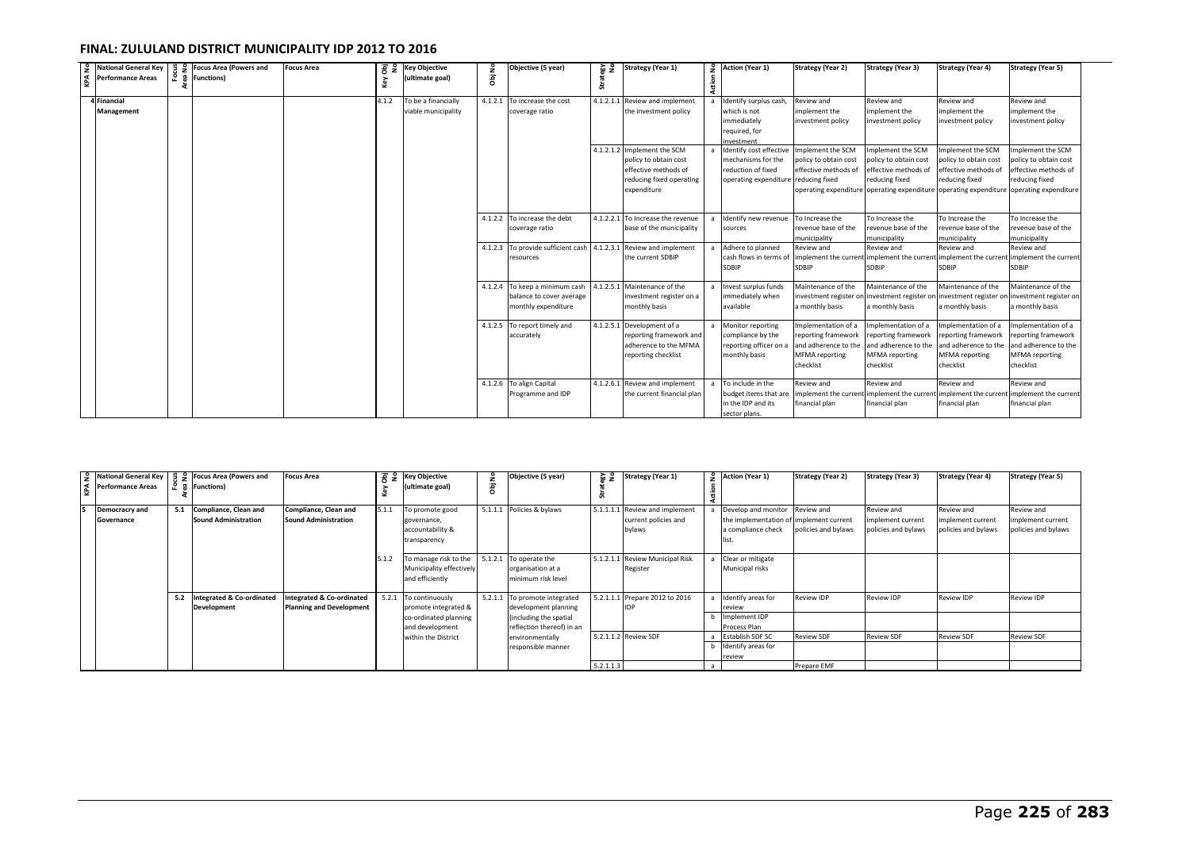## FINAL: ZULULAND DISTRICT MUNICIPALITY IDP 2012 TO 2016

| KPA No | National General Key Performance Areas | Focus Area No | Focus Area (Powers and Functions) | Focus Area | Key Obj No | Key Objective (ultimate goal) | Obj No | Objective (5 year) | Strategy No | Strategy (Year 1) | Action No | Action (Year 1) | Strategy (Year 2) | Strategy (Year 3) | Strategy (Year 4) | Strategy (Year 5) |
|---|---|---|---|---|---|---|---|---|---|---|---|---|---|---|---|---|
| 4 | Financial Management | | | | 4.1.2 | To be a financially viable municipality | 4.1.2.1 | To increase the cost coverage ratio | 4.1.2.1.1 | Review and implement the investment policy | a | Identify surplus cash, which is not immediately required, for investment | Review and implement the investment policy | Review and implement the investment policy | Review and implement the investment policy | Review and implement the investment policy |
| | | | | | | | | | 4.1.2.1.2 | Implement the SCM policy to obtain cost effective methods of reducing fixed operating expenditure | a | Identify cost effective mechanisms for the reduction of fixed operating expenditure | Implement the SCM policy to obtain cost effective methods of reducing fixed operating expenditure | Implement the SCM policy to obtain cost effective methods of reducing fixed operating expenditure | Implement the SCM policy to obtain cost effective methods of reducing fixed operating expenditure | Implement the SCM policy to obtain cost effective methods of reducing fixed operating expenditure |
| | | | | | | | 4.1.2.2 | To increase the debt coverage ratio | 4.1.2.2.1 | To Increase the revenue base of the municipality | a | Identify new revenue sources | To Increase the revenue base of the municipality | To Increase the revenue base of the municipality | To Increase the revenue base of the municipality | To Increase the revenue base of the municipality |
| | | | | | | | 4.1.2.3 | To provide sufficient cash resources | 4.1.2.3.1 | Review and implement the current SDBIP | a | Adhere to planned cash flows in terms of SDBIP | Review and implement the current SDBIP | Review and implement the current SDBIP | Review and implement the current SDBIP | Review and implement the current SDBIP |
| | | | | | | | 4.1.2.4 | To keep a minimum cash balance to cover average monthly expenditure | 4.1.2.5.1 | Maintenance of the investment register on a monthly basis | a | Invest surplus funds immediately when available | Maintenance of the investment register on a monthly basis | Maintenance of the investment register on a monthly basis | Maintenance of the investment register on a monthly basis | Maintenance of the investment register on a monthly basis |
| | | | | | | | 4.1.2.5 | To report timely and accurately | 4.1.2.5.1 | Development of a reporting framework and adherence to the MFMA reporting checklist | a | Monitor reporting compliance by the reporting officer on a monthly basis | Implementation of a reporting framework and adherence to the MFMA reporting checklist | Implementation of a reporting framework and adherence to the MFMA reporting checklist | Implementation of a reporting framework and adherence to the MFMA reporting checklist | Implementation of a reporting framework and adherence to the MFMA reporting checklist |
| | | | | | | | 4.1.2.6 | To align Capital Programme and IDP | 4.1.2.6.1 | Review and implement the current financial plan | a | To include in the budget items that are in the IDP and its sector plans. | Review and implement the current financial plan | Review and implement the current financial plan | Review and implement the current financial plan | Review and implement the current financial plan |

| KPA No | National General Key Performance Areas | Focus Area No | Focus Area (Powers and Functions) | Focus Area | Key Obj No | Key Objective (ultimate goal) | Obj No | Objective (5 year) | Strategy No | Strategy (Year 1) | Action No | Action (Year 1) | Strategy (Year 2) | Strategy (Year 3) | Strategy (Year 4) | Strategy (Year 5) |
|---|---|---|---|---|---|---|---|---|---|---|---|---|---|---|---|---|
| 5 | Democracry and Governance | 5.1 | Compliance, Clean and Sound Administration | Compliance, Clean and Sound Administration | 5.1.1 | To promote good governance, accountability & transparency | 5.1.1.1 | Policies & bylaws | 5.1.1.1.1 | Review and implement current policies and bylaws | a | Develop and monitor the implementation of a compliance check list. | Review and implement current policies and bylaws | Review and implement current policies and bylaws | Review and implement current policies and bylaws | Review and implement current policies and bylaws |
| | | | | | 5.1.2 | To manage risk to the Municipality effectively and efficiently | 5.1.2.1 | To operate the organisation at a minimum risk level | 5.1.2.1.1 | Review Municipal Risk Register | a | Clear or mitigate Municipal risks | | | | |
| | | 5.2 | Integrated & Co-ordinated Development | Integrated & Co-ordinated Planning and Development | 5.2.1 | To continuously promote integrated & co-ordinated planning and development within the District | 5.2.1.1 | To promote integrated development planning (including the spatial reflection thereof) in an environmentally responsible manner | 5.2.1.1.1 | Prepare 2012 to 2016 IDP | a | Identify areas for review | Review IDP | Review IDP | Review IDP | Review IDP |
| | | | | | | | | | | | b | Implement IDP Process Plan | | | | |
| | | | | | | | | | 5.2.1.1.2 | Review SDF | a | Establish SDF SC | Review SDF | Review SDF | Review SDF | Review SDF |
| | | | | | | | | | | | b | Identify areas for review | | | | |
| | | | | | | | | | 5.2.1.1.3 | | a | | Prepare EMF | | | |